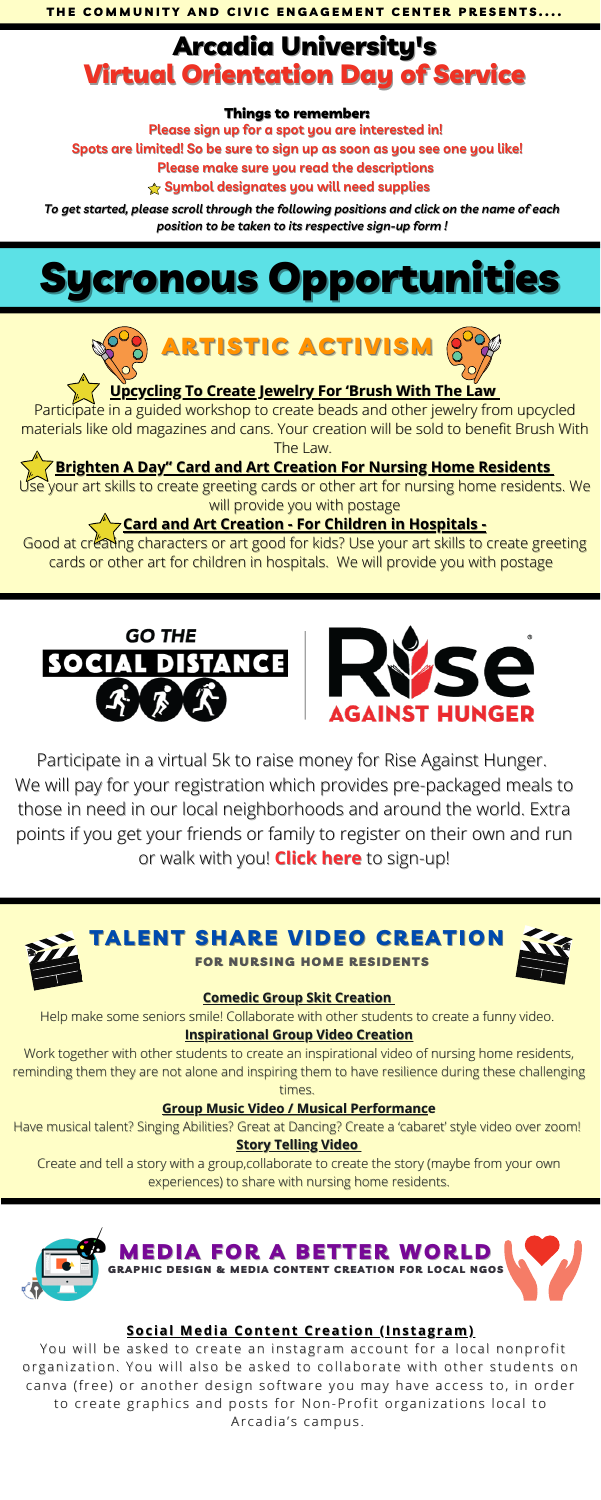THE COMMUNITY AND CIVIC ENGAGEMENT CENTER PRESENTS....

# Arcadia University's Virtual Orientation Day of Service

**Things to remember:**

Please sign up for a spot you are interested in!

Spots are limited! So be sure to sign up as soon as you see one you like!

Please make sure you read the descriptions

☆ Symbol designates you will need supplies

*To get started, please scroll through the following positions and click on the name of each position to be taken to its respective sign-up form !*

# Sycronous Opportunities

## ARTISTIC ACTIVISM

☆ **Upcycling To Create Jewelry For 'Brush With The Law**

Participate in a guided workshop to create beads and other jewelry from upcycled materials like old magazines and cans. Your creation will be sold to benefit Brush With The Law.

☆ **Brighten A Day" Card and Art Creation For Nursing Home Residents**

Use your art skills to create greeting cards or other art for nursing home residents. We will provide you with postage

☆ **Card and Art Creation - For Children in Hospitals -**

Good at creating characters or art good for kids? Use your art skills to create greeting cards or other art for children in hospitals. We will provide you with postage

## GO THE SOCIAL DISTANCE | Rise AGAINST HUNGER

Participate in a virtual 5k to raise money for Rise Against Hunger. We will pay for your registration which provides pre-packaged meals to those in need in our local neighborhoods and around the world. Extra points if you get your friends or family to register on their own and run or walk with you! **Click here** to sign-up!

## TALENT SHARE VIDEO CREATION

### FOR NURSING HOME RESIDENTS

**Comedic Group Skit Creation**

Help make some seniors smile! Collaborate with other students to create a funny video.

**Inspirational Group Video Creation**

Work together with other students to create an inspirational video of nursing home residents, reminding them they are not alone and inspiring them to have resilience during these challenging times.

**Group Music Video / Musical Performance**

Have musical talent? Singing Abilities? Great at Dancing? Create a 'cabaret' style video over zoom!

**Story Telling Video**

Create and tell a story with a group,collaborate to create the story (maybe from your own experiences) to share with nursing home residents.

## MEDIA FOR A BETTER WORLD

### GRAPHIC DESIGN & MEDIA CONTENT CREATION FOR LOCAL NGOS

**Social Media Content Creation (Instagram)**

You will be asked to create an instagram account for a local nonprofit organization. You will also be asked to collaborate with other students on canva (free) or another design software you may have access to, in order to create graphics and posts for Non-Profit organizations local to Arcadia's campus.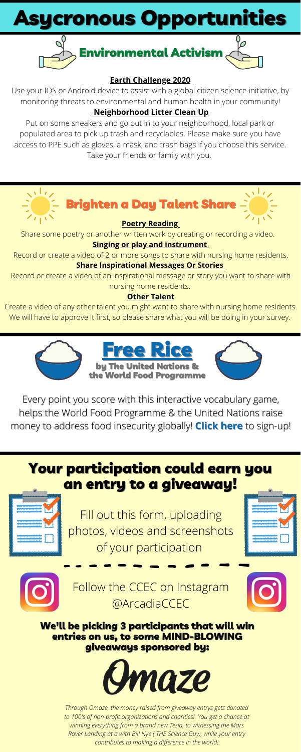# Asycronous Opportunities

## Environmental Activism

**Earth Challenge 2020**

Use your IOS or Android device to assist with a global citizen science initiative, by monitoring threats to environmental and human health in your community!

**Neighborhood Litter Clean Up**

Put on some sneakers and go out in to your neighborhood, local park or populated area to pick up trash and recyclables. Please make sure you have access to PPE such as gloves, a mask, and trash bags if you choose this service. Take your friends or family with you.

## Brighten a Day Talent Share

**Poetry Reading**

Share some poetry or another written work by creating or recording a video.

**Singing or play and instrument**

Record or create a video of 2 or more songs to share with nursing home residents.

**Share Inspirational Messages Or Stories**

Record or create a video of an inspirational message or story you want to share with nursing home residents.

**Other Talent**

Create a video of any other talent you might want to share with nursing home residents. We will have to approve it first, so please share what you will be doing in your survey.

## Free Rice

**by The United Nations & the World Food Programme**

Every point you score with this interactive vocabulary game, helps the World Food Programme & the United Nations raise money to address food insecurity globally! **Click here** to sign-up!

## Your participation could earn you an entry to a giveaway!

Fill out this form, uploading photos, videos and screenshots of your participation

Follow the CCEC on Instagram @ArcadiaCCEC

**We'll be picking 3 participants that will win entries on us, to some MIND-BLOWING giveaways sponsored by:**

Omaze

*Through Omaze, the money raised from giveaway entrys gets donated to 100's of non-profit organizations and charities! You get a chance at winning everything from a brand new Tesla, to witnessing the Mars Rover Landing at a with Bill Nye ( THE Science Guy), while your entry contributes to making a difference in the world!*